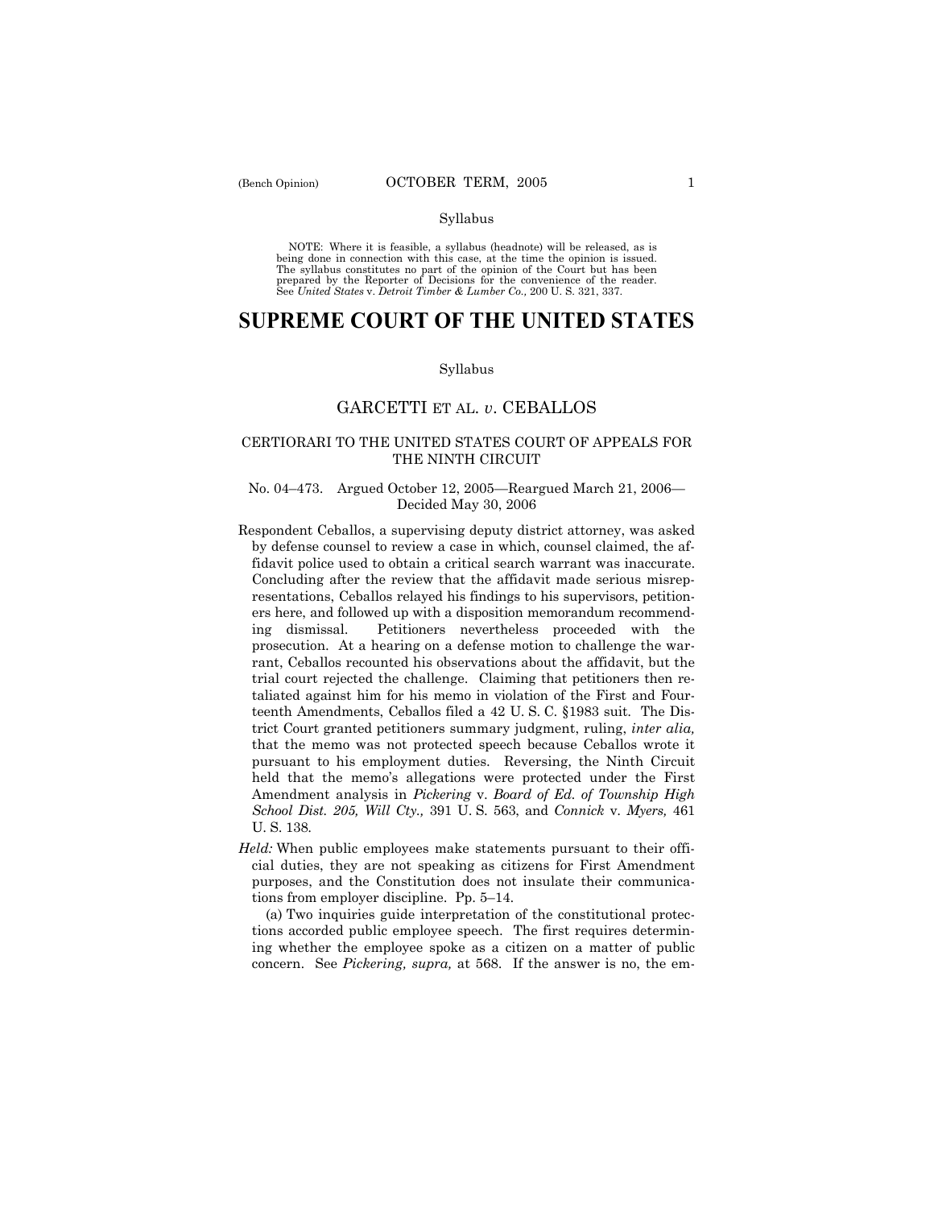Syllabus

NOTE: Where it is feasible, a syllabus (headnote) will be released, as is being done in connection with this case, at the time the opinion is issued. The syllabus constitutes no part of the opinion of the Court but has been prepared by the Reporter of Decisions for the convenience of the reader. See *United States* v. *Detroit Timber & Lumber Co.,* 200 U. S. 321, 337.

# SUPREME COURT OF THE UNITED STATES

Syllabus

## GARCETTI ET AL. *v.* CEBALLOS

### CERTIORARI TO THE UNITED STATES COURT OF APPEALS FOR THE NINTH CIRCUIT

No. 04–473. Argued October 12, 2005—Reargued March 21, 2006—Decided May 30, 2006

Respondent Ceballos, a supervising deputy district attorney, was asked by defense counsel to review a case in which, counsel claimed, the affidavit police used to obtain a critical search warrant was inaccurate. Concluding after the review that the affidavit made serious misrepresentations, Ceballos relayed his findings to his supervisors, petitioners here, and followed up with a disposition memorandum recommending dismissal. Petitioners nevertheless proceeded with the prosecution. At a hearing on a defense motion to challenge the warrant, Ceballos recounted his observations about the affidavit, but the trial court rejected the challenge. Claiming that petitioners then retaliated against him for his memo in violation of the First and Fourteenth Amendments, Ceballos filed a 42 U. S. C. §1983 suit. The District Court granted petitioners summary judgment, ruling, *inter alia,* that the memo was not protected speech because Ceballos wrote it pursuant to his employment duties. Reversing, the Ninth Circuit held that the memo's allegations were protected under the First Amendment analysis in *Pickering* v. *Board of Ed. of Township High School Dist. 205, Will Cty.,* 391 U. S. 563, and *Connick* v. *Myers,* 461 U. S. 138.

*Held:* When public employees make statements pursuant to their official duties, they are not speaking as citizens for First Amendment purposes, and the Constitution does not insulate their communications from employer discipline. Pp. 5–14.

(a) Two inquiries guide interpretation of the constitutional protections accorded public employee speech. The first requires determining whether the employee spoke as a citizen on a matter of public concern. See *Pickering, supra,* at 568. If the answer is no, the em-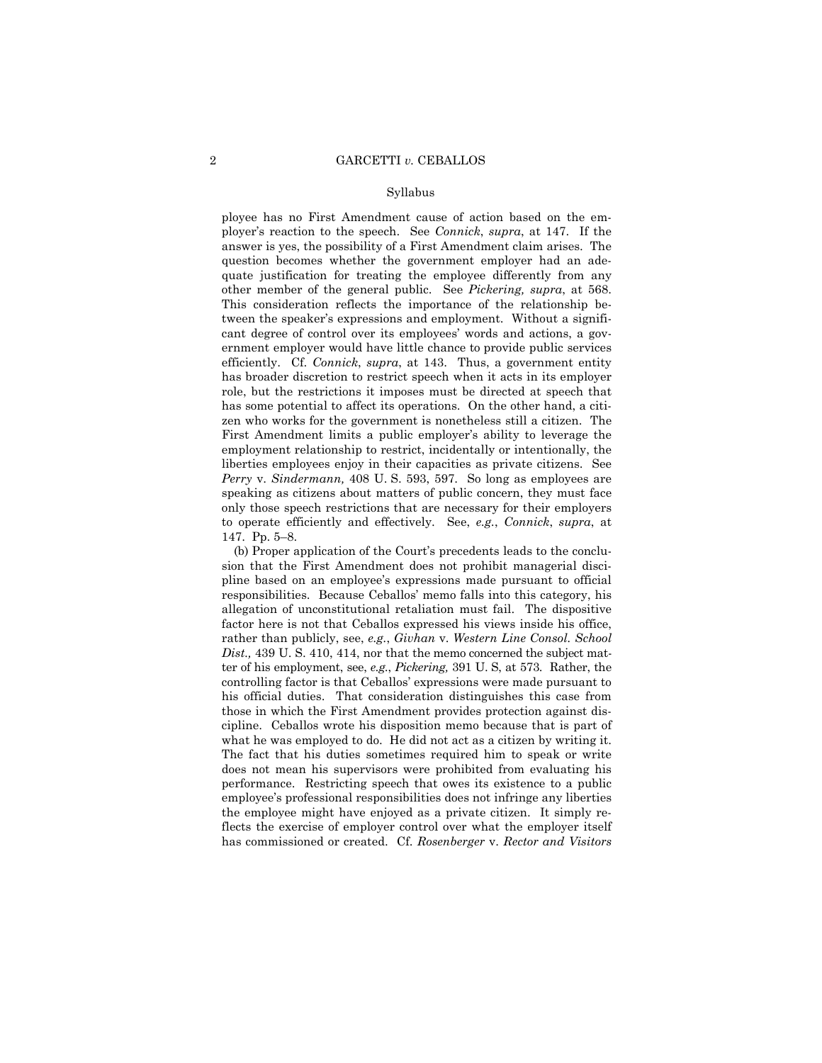ployee has no First Amendment cause of action based on the employer's reaction to the speech. See *Connick*, *supra*, at 147. If the answer is yes, the possibility of a First Amendment claim arises. The question becomes whether the government employer had an adequate justification for treating the employee differently from any other member of the general public. See *Pickering, supra*, at 568. This consideration reflects the importance of the relationship between the speaker's expressions and employment. Without a significant degree of control over its employees' words and actions, a government employer would have little chance to provide public services efficiently. Cf. *Connick*, *supra*, at 143. Thus, a government entity has broader discretion to restrict speech when it acts in its employer role, but the restrictions it imposes must be directed at speech that has some potential to affect its operations. On the other hand, a citizen who works for the government is nonetheless still a citizen. The First Amendment limits a public employer's ability to leverage the employment relationship to restrict, incidentally or intentionally, the liberties employees enjoy in their capacities as private citizens. See *Perry* v. *Sindermann,* 408 U. S. 593, 597. So long as employees are speaking as citizens about matters of public concern, they must face only those speech restrictions that are necessary for their employers to operate efficiently and effectively. See, *e.g.*, *Connick*, *supra*, at 147. Pp. 5–8.

(b) Proper application of the Court's precedents leads to the conclusion that the First Amendment does not prohibit managerial discipline based on an employee's expressions made pursuant to official responsibilities. Because Ceballos' memo falls into this category, his allegation of unconstitutional retaliation must fail. The dispositive factor here is not that Ceballos expressed his views inside his office, rather than publicly, see, *e.g.*, *Givhan* v. *Western Line Consol. School Dist.,* 439 U. S. 410, 414, nor that the memo concerned the subject matter of his employment, see, *e.g.*, *Pickering,* 391 U. S, at 573. Rather, the controlling factor is that Ceballos' expressions were made pursuant to his official duties. That consideration distinguishes this case from those in which the First Amendment provides protection against discipline. Ceballos wrote his disposition memo because that is part of what he was employed to do. He did not act as a citizen by writing it. The fact that his duties sometimes required him to speak or write does not mean his supervisors were prohibited from evaluating his performance. Restricting speech that owes its existence to a public employee's professional responsibilities does not infringe any liberties the employee might have enjoyed as a private citizen. It simply reflects the exercise of employer control over what the employer itself has commissioned or created. Cf. *Rosenberger* v. *Rector and Visitors*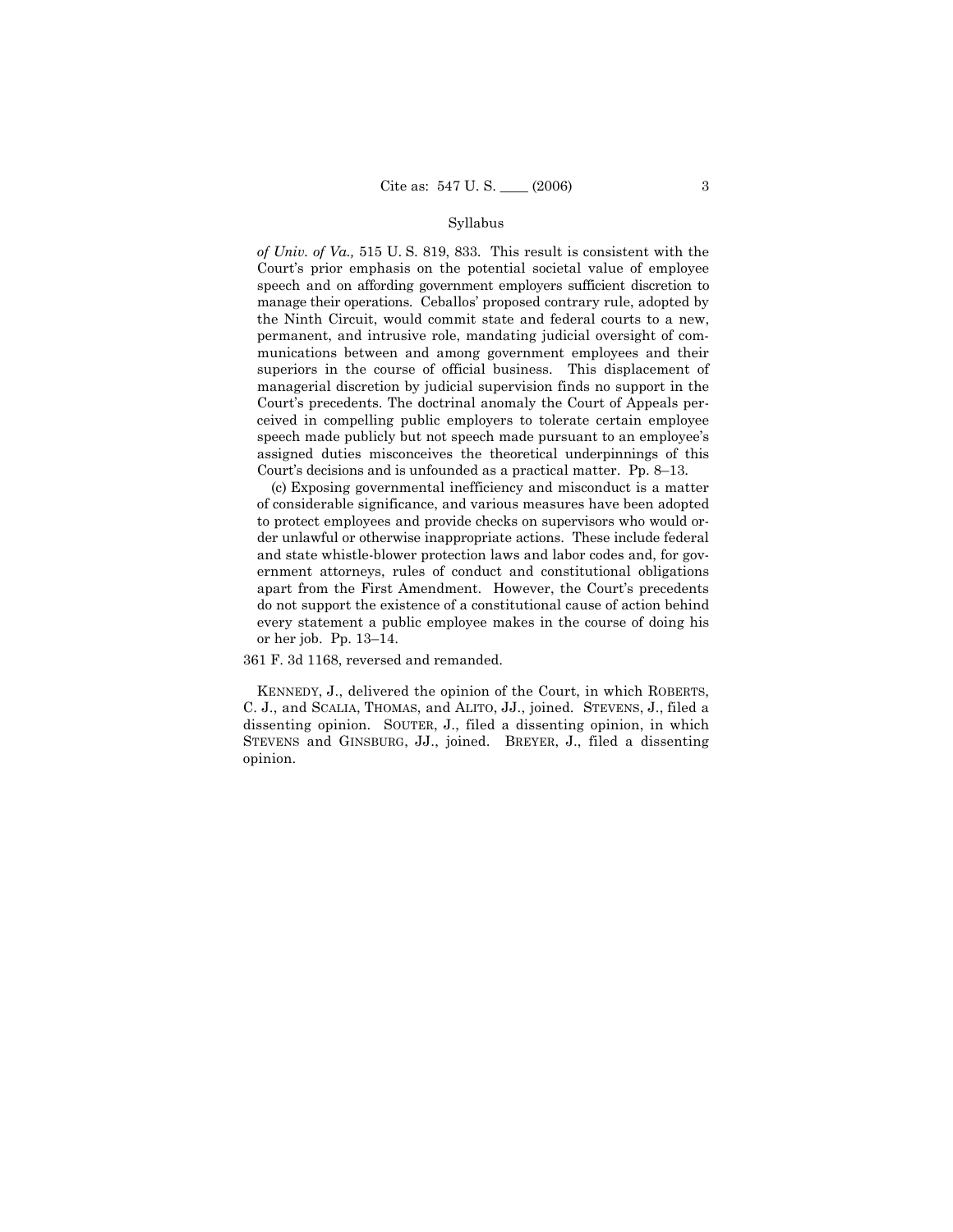*of Univ. of Va.,* 515 U. S. 819, 833. This result is consistent with the Court's prior emphasis on the potential societal value of employee speech and on affording government employers sufficient discretion to manage their operations. Ceballos' proposed contrary rule, adopted by the Ninth Circuit, would commit state and federal courts to a new, permanent, and intrusive role, mandating judicial oversight of communications between and among government employees and their superiors in the course of official business. This displacement of managerial discretion by judicial supervision finds no support in the Court's precedents. The doctrinal anomaly the Court of Appeals perceived in compelling public employers to tolerate certain employee speech made publicly but not speech made pursuant to an employee's assigned duties misconceives the theoretical underpinnings of this Court's decisions and is unfounded as a practical matter. Pp. 8–13.

(c) Exposing governmental inefficiency and misconduct is a matter of considerable significance, and various measures have been adopted to protect employees and provide checks on supervisors who would order unlawful or otherwise inappropriate actions. These include federal and state whistle-blower protection laws and labor codes and, for government attorneys, rules of conduct and constitutional obligations apart from the First Amendment. However, the Court's precedents do not support the existence of a constitutional cause of action behind every statement a public employee makes in the course of doing his or her job. Pp. 13–14.

361 F. 3d 1168, reversed and remanded.

KENNEDY, J., delivered the opinion of the Court, in which ROBERTS, C. J., and SCALIA, THOMAS, and ALITO, JJ., joined. STEVENS, J., filed a dissenting opinion. SOUTER, J., filed a dissenting opinion, in which STEVENS and GINSBURG, JJ., joined. BREYER, J., filed a dissenting opinion.